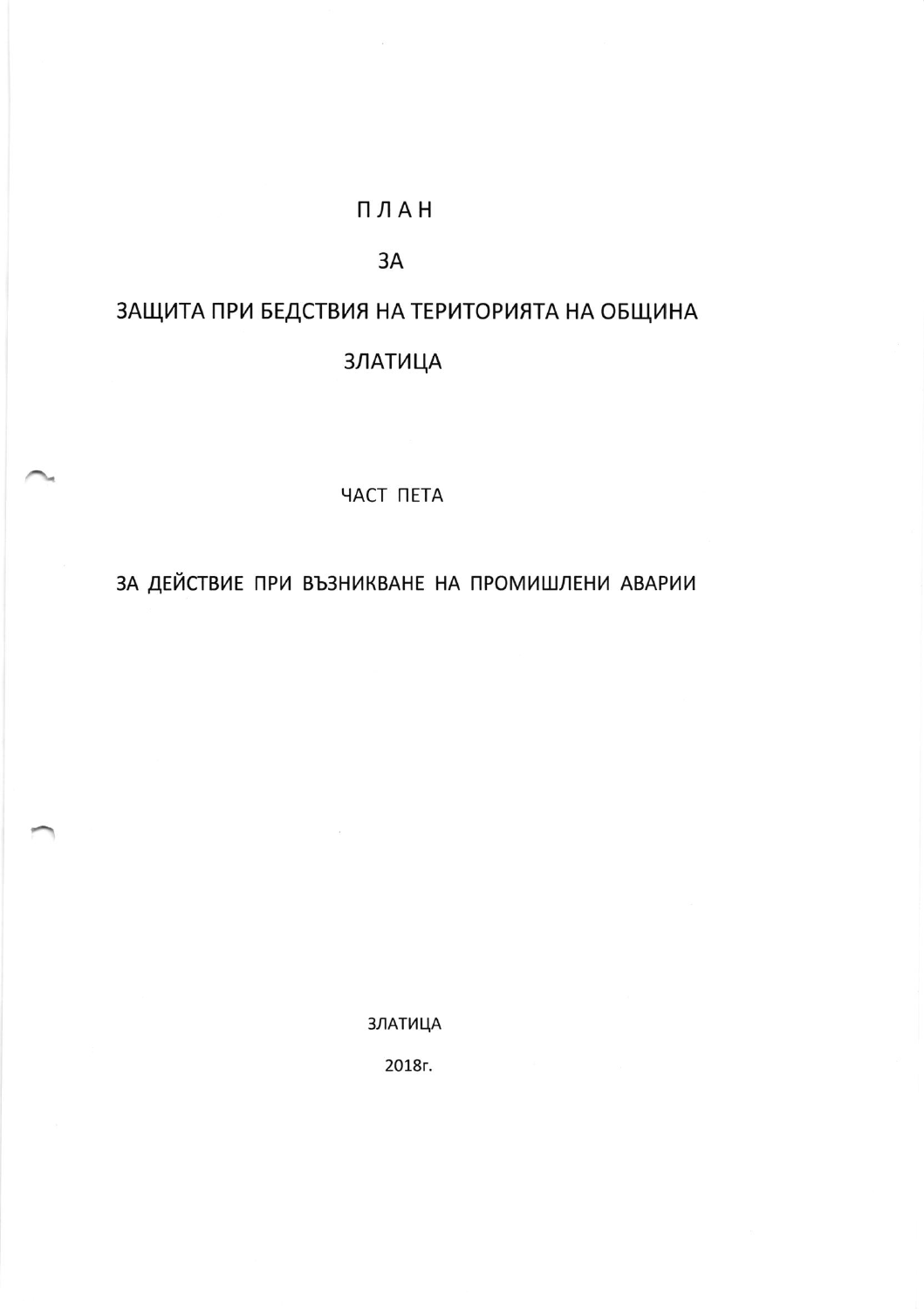# П Л А Н

# ЗА

# ЗАЩИТА ПРИ БЕДСТВИЯ НА ТЕРИТОРИЯТА НА ОБЩИНА

# ЗЛАТИЦА

## ЧАСТ ПЕТА

## ЗА ДЕЙСТВИЕ ПРИ ВЪЗНИКВАНЕ НА ПРОМИШЛЕНИ АВАРИИ

ЗЛАТИЦА

2018г.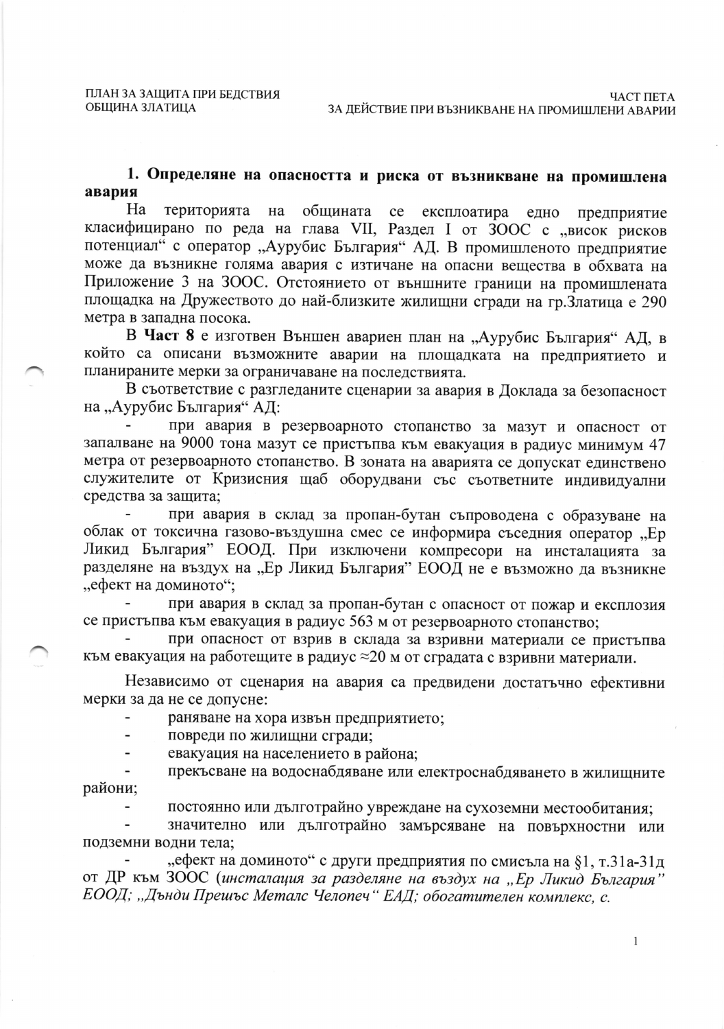## 1. Определяне на опасността и риска от възникване на промишлена авария

На територията на общината се експлоатира едно предприятие класифицирано по реда на глава VII, Раздел I от ЗООС с „висок рисков потенциал" с оператор „Аурубис България" АД. В промишленото предприятие може да възникне голяма авария с изтичане на опасни вещества в обхвата на Приложение 3 на ЗООС. Отстоянието от външните граници на промишлената площадка на Дружеството до най-близките жилищни сгради на гр.Златица е 290 метра в западна посока.

В **Част 8** е изготвен Външен авариен план на „Аурубис България" АД, в който са описани възможните аварии на площадката на предприятието и планираните мерки за ограничаване на последствията.

В съответствие с разгледаните сценарии за авария в Доклада за безопасност на „Аурубис България" АД:

- при авария в резервоарното стопанство за мазут и опасност от запалване на 9000 тона мазут се пристъпва към евакуация в радиус минимум 47 метра от резервоарното стопанство. В зоната на аварията се допускат единствено служителите от Кризисния щаб оборудвани със съответните индивидуални средства за защита;
- при авария в склад за пропан-бутан съпроводена с образуване на облак от токсична газово-въздушна смес се информира съседния оператор „Ер Ликид България" ЕООД. При изключени компресори на инсталацията за разделяне на въздух на „Ер Ликид България" ЕООД не е възможно да възникне „ефект на доминото";
- при авария в склад за пропан-бутан с опасност от пожар и експлозия се пристъпва към евакуация в радиус 563 м от резервоарното стопанство;
- при опасност от взрив в склада за взривни материали се пристъпва към евакуация на работещите в радиус ≈20 м от сградата с взривни материали.

Независимо от сценария на авария са предвидени достатъчно ефективни мерки за да не се допусне:

- раняване на хора извън предприятието;
- повреди по жилищни сгради;
- евакуация на населението в района;
- прекъсване на водоснабдяване или електроснабдяването в жилищните райони;
- постоянно или дълготрайно увреждане на сухоземни местообитания;
- значително или дълготрайно замърсяване на повърхностни или подземни водни тела;
- „ефект на доминото" с други предприятия по смисъла на §1, т.31а-31д от ДР към ЗООС (*инсталация за разделяне на въздух на „Ер Ликид България" ЕООД; „Дънди Прешъс Металс Челопеч" ЕАД; обогатителен комплекс, с.*